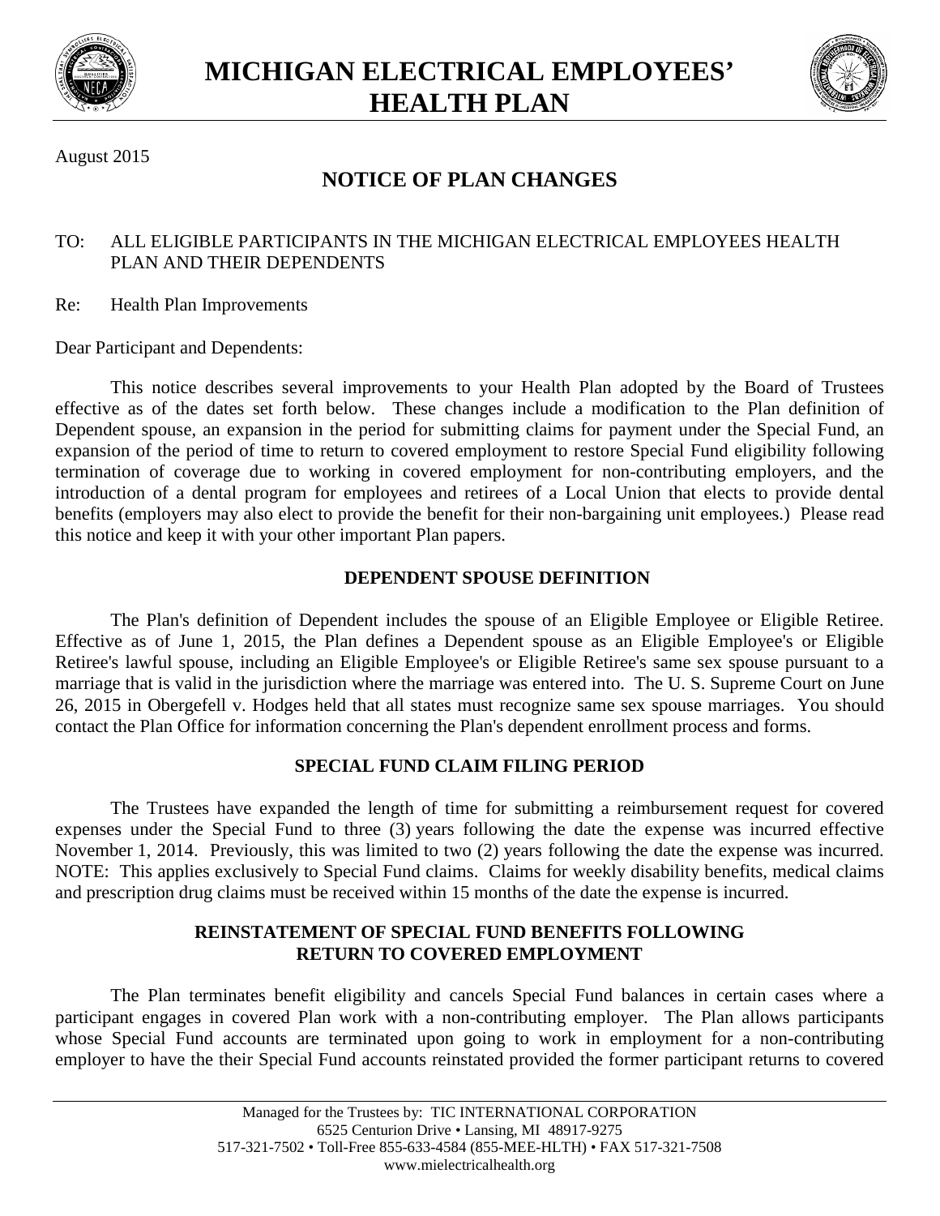# MICHIGAN ELECTRICAL EMPLOYEES' HEALTH PLAN

August 2015

## NOTICE OF PLAN CHANGES

TO: ALL ELIGIBLE PARTICIPANTS IN THE MICHIGAN ELECTRICAL EMPLOYEES HEALTH PLAN AND THEIR DEPENDENTS

Re: Health Plan Improvements

Dear Participant and Dependents:

This notice describes several improvements to your Health Plan adopted by the Board of Trustees effective as of the dates set forth below. These changes include a modification to the Plan definition of Dependent spouse, an expansion in the period for submitting claims for payment under the Special Fund, an expansion of the period of time to return to covered employment to restore Special Fund eligibility following termination of coverage due to working in covered employment for non-contributing employers, and the introduction of a dental program for employees and retirees of a Local Union that elects to provide dental benefits (employers may also elect to provide the benefit for their non-bargaining unit employees.) Please read this notice and keep it with your other important Plan papers.

### DEPENDENT SPOUSE DEFINITION

The Plan's definition of Dependent includes the spouse of an Eligible Employee or Eligible Retiree. Effective as of June 1, 2015, the Plan defines a Dependent spouse as an Eligible Employee's or Eligible Retiree's lawful spouse, including an Eligible Employee's or Eligible Retiree's same sex spouse pursuant to a marriage that is valid in the jurisdiction where the marriage was entered into. The U. S. Supreme Court on June 26, 2015 in Obergefell v. Hodges held that all states must recognize same sex spouse marriages. You should contact the Plan Office for information concerning the Plan's dependent enrollment process and forms.

### SPECIAL FUND CLAIM FILING PERIOD

The Trustees have expanded the length of time for submitting a reimbursement request for covered expenses under the Special Fund to three (3) years following the date the expense was incurred effective November 1, 2014. Previously, this was limited to two (2) years following the date the expense was incurred. NOTE: This applies exclusively to Special Fund claims. Claims for weekly disability benefits, medical claims and prescription drug claims must be received within 15 months of the date the expense is incurred.

### REINSTATEMENT OF SPECIAL FUND BENEFITS FOLLOWING RETURN TO COVERED EMPLOYMENT

The Plan terminates benefit eligibility and cancels Special Fund balances in certain cases where a participant engages in covered Plan work with a non-contributing employer. The Plan allows participants whose Special Fund accounts are terminated upon going to work in employment for a non-contributing employer to have the their Special Fund accounts reinstated provided the former participant returns to covered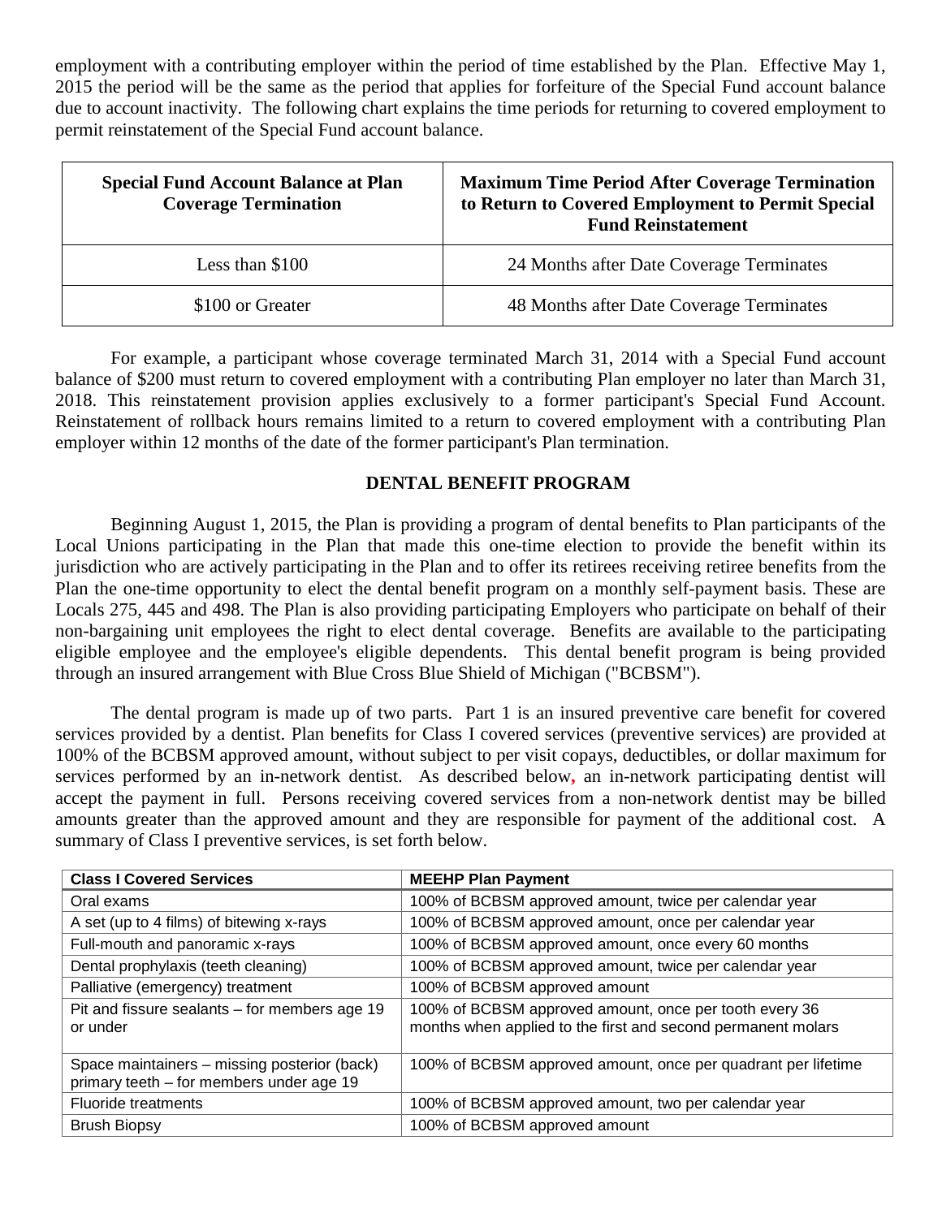employment with a contributing employer within the period of time established by the Plan. Effective May 1, 2015 the period will be the same as the period that applies for forfeiture of the Special Fund account balance due to account inactivity. The following chart explains the time periods for returning to covered employment to permit reinstatement of the Special Fund account balance.

| Special Fund Account Balance at Plan Coverage Termination | Maximum Time Period After Coverage Termination to Return to Covered Employment to Permit Special Fund Reinstatement |
|---|---|
| Less than $100 | 24 Months after Date Coverage Terminates |
| $100 or Greater | 48 Months after Date Coverage Terminates |

For example, a participant whose coverage terminated March 31, 2014 with a Special Fund account balance of $200 must return to covered employment with a contributing Plan employer no later than March 31, 2018. This reinstatement provision applies exclusively to a former participant's Special Fund Account. Reinstatement of rollback hours remains limited to a return to covered employment with a contributing Plan employer within 12 months of the date of the former participant's Plan termination.

## DENTAL BENEFIT PROGRAM

Beginning August 1, 2015, the Plan is providing a program of dental benefits to Plan participants of the Local Unions participating in the Plan that made this one-time election to provide the benefit within its jurisdiction who are actively participating in the Plan and to offer its retirees receiving retiree benefits from the Plan the one-time opportunity to elect the dental benefit program on a monthly self-payment basis. These are Locals 275, 445 and 498. The Plan is also providing participating Employers who participate on behalf of their non-bargaining unit employees the right to elect dental coverage. Benefits are available to the participating eligible employee and the employee's eligible dependents. This dental benefit program is being provided through an insured arrangement with Blue Cross Blue Shield of Michigan ("BCBSM").

The dental program is made up of two parts. Part 1 is an insured preventive care benefit for covered services provided by a dentist. Plan benefits for Class I covered services (preventive services) are provided at 100% of the BCBSM approved amount, without subject to per visit copays, deductibles, or dollar maximum for services performed by an in-network dentist. As described below, an in-network participating dentist will accept the payment in full. Persons receiving covered services from a non-network dentist may be billed amounts greater than the approved amount and they are responsible for payment of the additional cost. A summary of Class I preventive services, is set forth below.

| Class I Covered Services | MEEHP Plan Payment |
|---|---|
| Oral exams | 100% of BCBSM approved amount, twice per calendar year |
| A set (up to 4 films) of bitewing x-rays | 100% of BCBSM approved amount, once per calendar year |
| Full-mouth and panoramic x-rays | 100% of BCBSM approved amount, once every 60 months |
| Dental prophylaxis (teeth cleaning) | 100% of BCBSM approved amount, twice per calendar year |
| Palliative (emergency) treatment | 100% of BCBSM approved amount |
| Pit and fissure sealants – for members age 19 or under | 100% of BCBSM approved amount, once per tooth every 36 months when applied to the first and second permanent molars |
| Space maintainers – missing posterior (back) primary teeth – for members under age 19 | 100% of BCBSM approved amount, once per quadrant per lifetime |
| Fluoride treatments | 100% of BCBSM approved amount, two per calendar year |
| Brush Biopsy | 100% of BCBSM approved amount |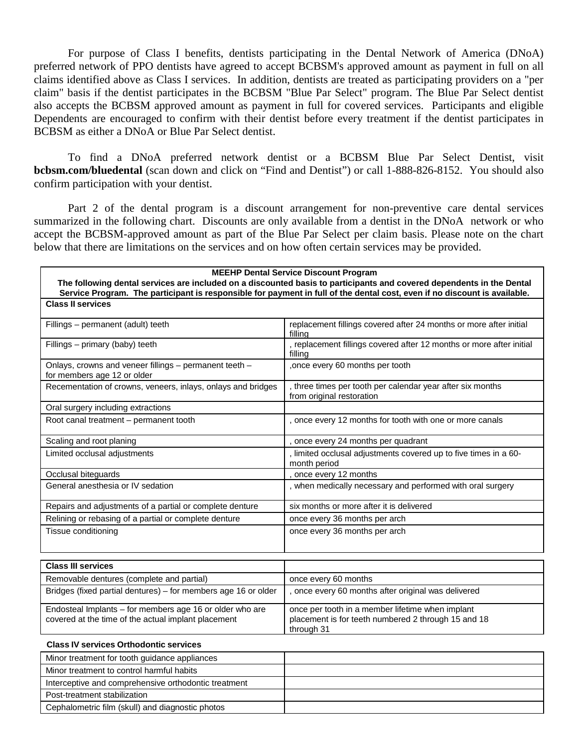For purpose of Class I benefits, dentists participating in the Dental Network of America (DNoA) preferred network of PPO dentists have agreed to accept BCBSM's approved amount as payment in full on all claims identified above as Class I services. In addition, dentists are treated as participating providers on a "per claim" basis if the dentist participates in the BCBSM "Blue Par Select" program. The Blue Par Select dentist also accepts the BCBSM approved amount as payment in full for covered services. Participants and eligible Dependents are encouraged to confirm with their dentist before every treatment if the dentist participates in BCBSM as either a DNoA or Blue Par Select dentist.

To find a DNoA preferred network dentist or a BCBSM Blue Par Select Dentist, visit **bcbsm.com/bluedental** (scan down and click on "Find and Dentist") or call 1-888-826-8152. You should also confirm participation with your dentist.

Part 2 of the dental program is a discount arrangement for non-preventive care dental services summarized in the following chart. Discounts are only available from a dentist in the DNoA network or who accept the BCBSM-approved amount as part of the Blue Par Select per claim basis. Please note on the chart below that there are limitations on the services and on how often certain services may be provided.

| **MEEHP Dental Service Discount Program**<br>**The following dental services are included on a discounted basis to participants and covered dependents in the Dental Service Program. The participant is responsible for payment in full of the dental cost, even if no discount is available.** | |
|---|---|
| **Class II services** | |
| Fillings – permanent (adult) teeth | replacement fillings covered after 24 months or more after initial filling |
| Fillings – primary (baby) teeth | , replacement fillings covered after 12 months or more after initial filling |
| Onlays, crowns and veneer fillings – permanent teeth – for members age 12 or older | ,once every 60 months per tooth |
| Recementation of crowns, veneers, inlays, onlays and bridges | , three times per tooth per calendar year after six months from original restoration |
| Oral surgery including extractions | |
| Root canal treatment – permanent tooth | , once every 12 months for tooth with one or more canals |
| Scaling and root planing | , once every 24 months per quadrant |
| Limited occlusal adjustments | , limited occlusal adjustments covered up to five times in a 60-month period |
| Occlusal biteguards | , once every 12 months |
| General anesthesia or IV sedation | , when medically necessary and performed with oral surgery |
| Repairs and adjustments of a partial or complete denture | six months or more after it is delivered |
| Relining or rebasing of a partial or complete denture | once every 36 months per arch |
| Tissue conditioning | once every 36 months per arch |

| **Class III services** | |
|---|---|
| Removable dentures (complete and partial) | once every 60 months |
| Bridges (fixed partial dentures) – for members age 16 or older | , once every 60 months after original was delivered |
| Endosteal Implants – for members age 16 or older who are covered at the time of the actual implant placement | once per tooth in a member lifetime when implant placement is for teeth numbered 2 through 15 and 18 through 31 |

**Class IV services Orthodontic services**

| | |
|---|---|
| Minor treatment for tooth guidance appliances | |
| Minor treatment to control harmful habits | |
| Interceptive and comprehensive orthodontic treatment | |
| Post-treatment stabilization | |
| Cephalometric film (skull) and diagnostic photos | |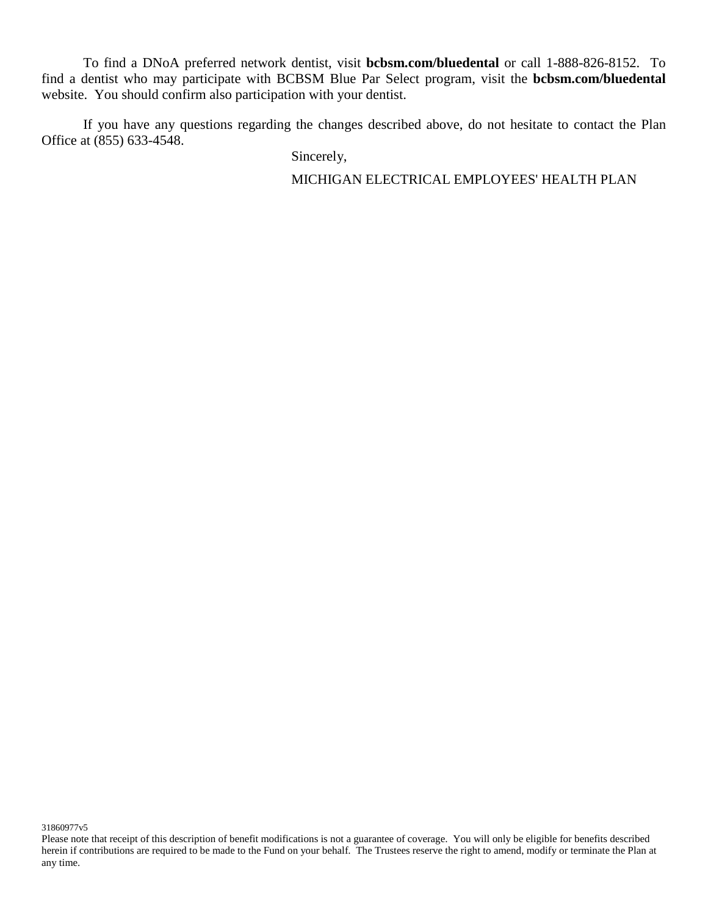To find a DNoA preferred network dentist, visit **bcbsm.com/bluedental** or call 1-888-826-8152. To find a dentist who may participate with BCBSM Blue Par Select program, visit the **bcbsm.com/bluedental** website. You should confirm also participation with your dentist.

If you have any questions regarding the changes described above, do not hesitate to contact the Plan Office at (855) 633-4548.

Sincerely,

MICHIGAN ELECTRICAL EMPLOYEES' HEALTH PLAN

31860977v5

Please note that receipt of this description of benefit modifications is not a guarantee of coverage. You will only be eligible for benefits described herein if contributions are required to be made to the Fund on your behalf. The Trustees reserve the right to amend, modify or terminate the Plan at any time.